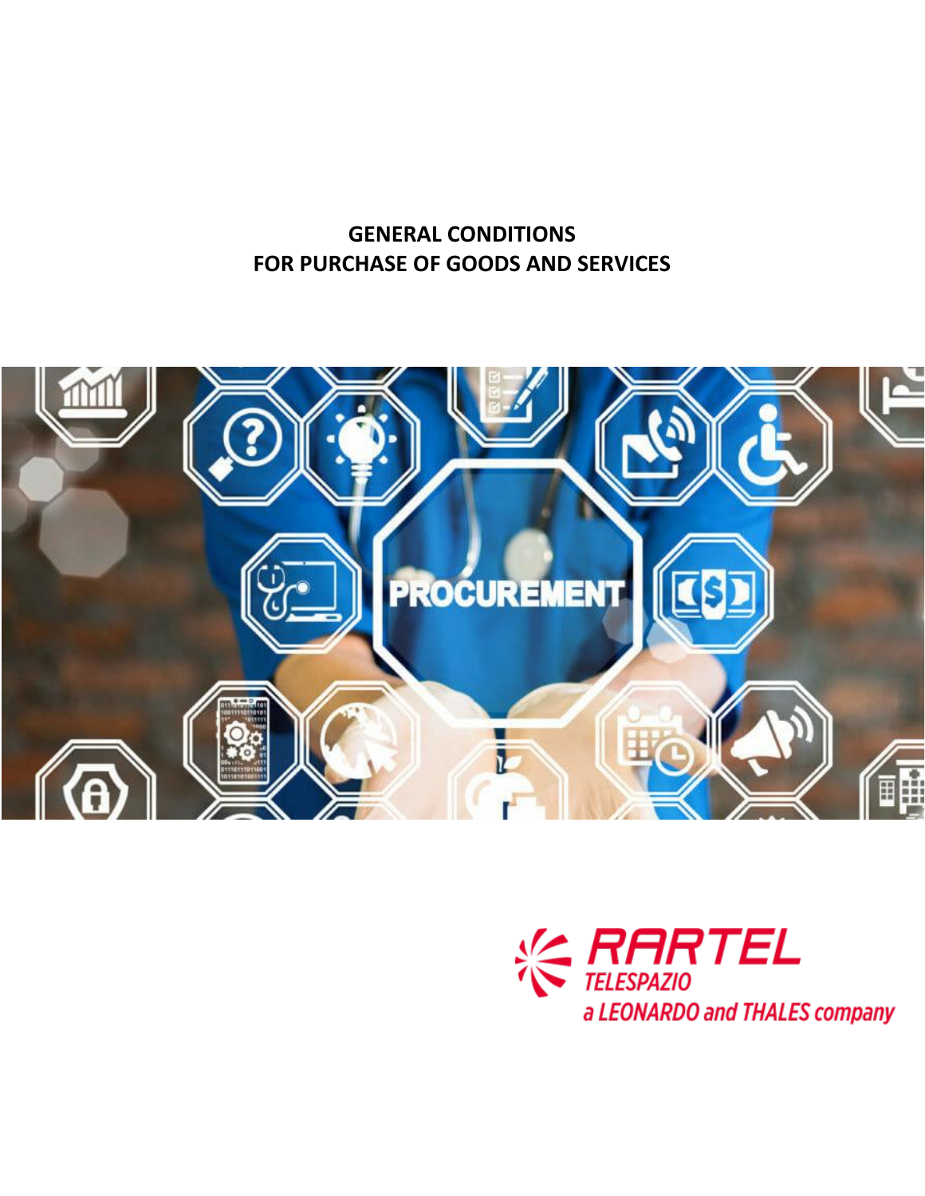# GENERAL CONDITIONS
# FOR PURCHASE OF GOODS AND SERVICES

RARTEL
TELESPAZIO
a LEONARDO and THALES company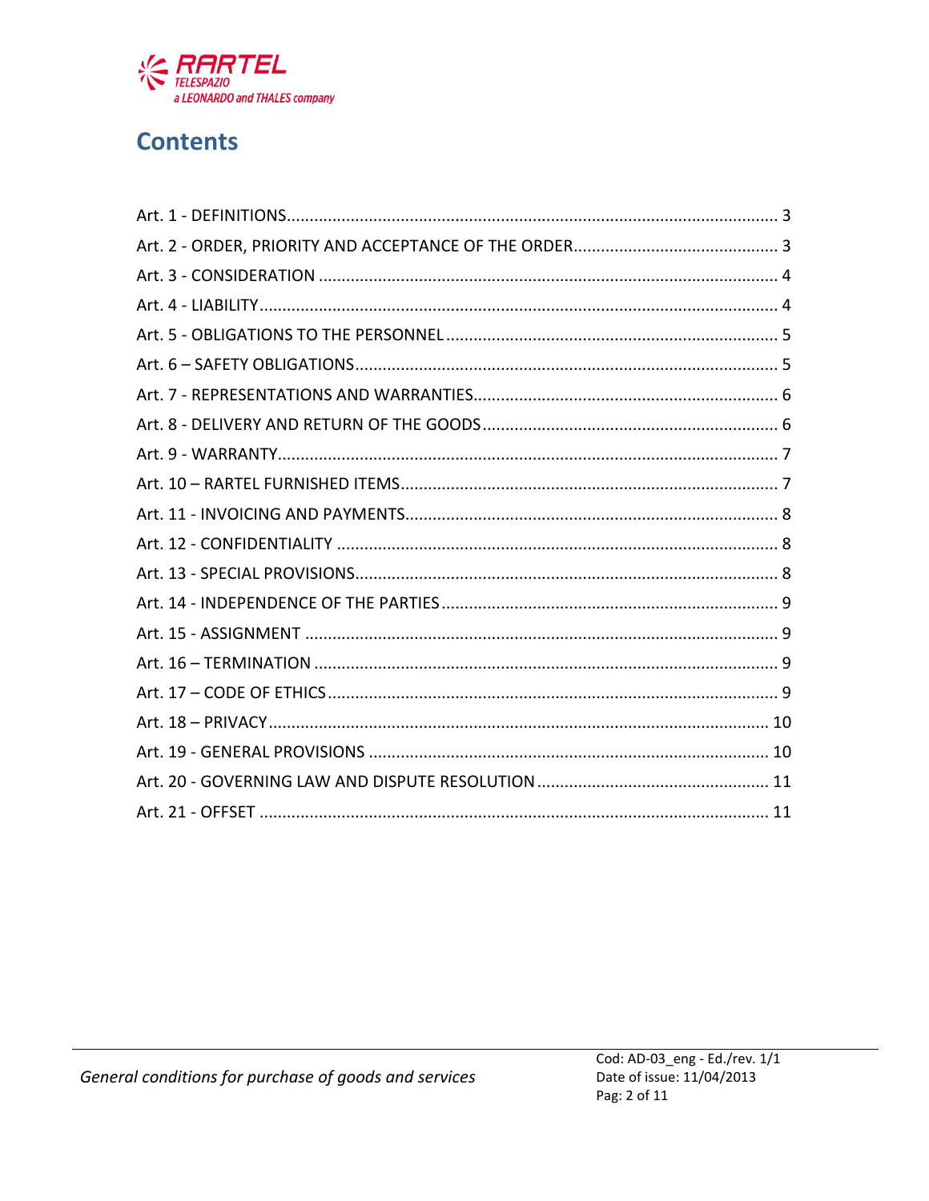# Contents

Art. 1 - DEFINITIONS........................................................................................................... 3
Art. 2 - ORDER, PRIORITY AND ACCEPTANCE OF THE ORDER............................................. 3
Art. 3 - CONSIDERATION ..................................................................................................... 4
Art. 4 - LIABILITY................................................................................................................. 4
Art. 5 - OBLIGATIONS TO THE PERSONNEL......................................................................... 5
Art. 6 – SAFETY OBLIGATIONS............................................................................................. 5
Art. 7 - REPRESENTATIONS AND WARRANTIES................................................................... 6
Art. 8 - DELIVERY AND RETURN OF THE GOODS................................................................. 6
Art. 9 - WARRANTY.............................................................................................................. 7
Art. 10 – RARTEL FURNISHED ITEMS................................................................................... 7
Art. 11 - INVOICING AND PAYMENTS................................................................................... 8
Art. 12 - CONFIDENTIALITY ................................................................................................. 8
Art. 13 - SPECIAL PROVISIONS............................................................................................. 8
Art. 14 - INDEPENDENCE OF THE PARTIES .......................................................................... 9
Art. 15 - ASSIGNMENT ........................................................................................................ 9
Art. 16 – TERMINATION ...................................................................................................... 9
Art. 17 – CODE OF ETHICS................................................................................................... 9
Art. 18 – PRIVACY.............................................................................................................. 10
Art. 19 - GENERAL PROVISIONS ........................................................................................ 10
Art. 20 - GOVERNING LAW AND DISPUTE RESOLUTION.................................................... 11
Art. 21 - OFFSET ................................................................................................................ 11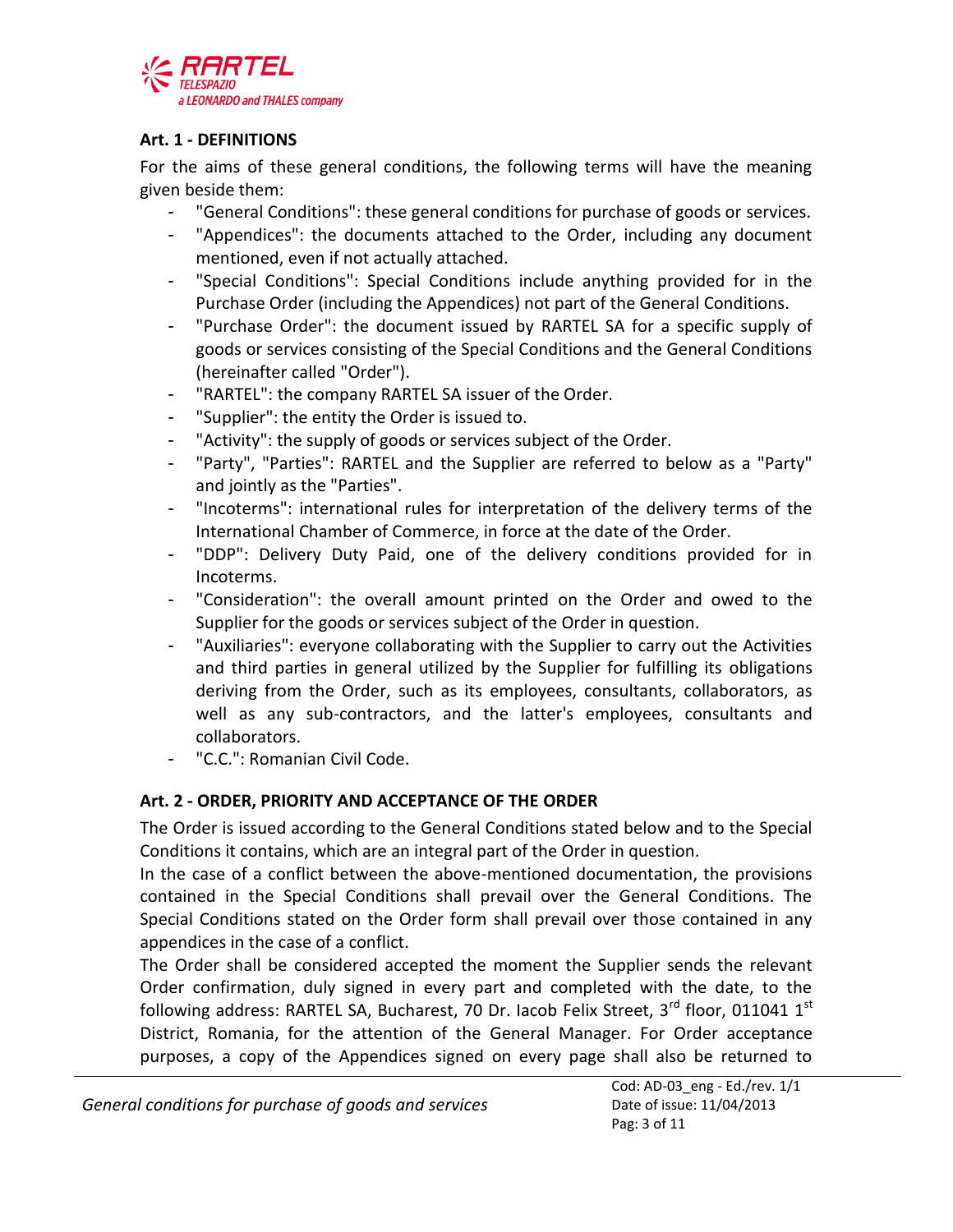**Art. 1 - DEFINITIONS**

For the aims of these general conditions, the following terms will have the meaning given beside them:

- "General Conditions": these general conditions for purchase of goods or services.
- "Appendices": the documents attached to the Order, including any document mentioned, even if not actually attached.
- "Special Conditions": Special Conditions include anything provided for in the Purchase Order (including the Appendices) not part of the General Conditions.
- "Purchase Order": the document issued by RARTEL SA for a specific supply of goods or services consisting of the Special Conditions and the General Conditions (hereinafter called "Order").
- "RARTEL": the company RARTEL SA issuer of the Order.
- "Supplier": the entity the Order is issued to.
- "Activity": the supply of goods or services subject of the Order.
- "Party", "Parties": RARTEL and the Supplier are referred to below as a "Party" and jointly as the "Parties".
- "Incoterms": international rules for interpretation of the delivery terms of the International Chamber of Commerce, in force at the date of the Order.
- "DDP": Delivery Duty Paid, one of the delivery conditions provided for in Incoterms.
- "Consideration": the overall amount printed on the Order and owed to the Supplier for the goods or services subject of the Order in question.
- "Auxiliaries": everyone collaborating with the Supplier to carry out the Activities and third parties in general utilized by the Supplier for fulfilling its obligations deriving from the Order, such as its employees, consultants, collaborators, as well as any sub-contractors, and the latter's employees, consultants and collaborators.
- "C.C.": Romanian Civil Code.

**Art. 2 - ORDER, PRIORITY AND ACCEPTANCE OF THE ORDER**

The Order is issued according to the General Conditions stated below and to the Special Conditions it contains, which are an integral part of the Order in question.

In the case of a conflict between the above-mentioned documentation, the provisions contained in the Special Conditions shall prevail over the General Conditions. The Special Conditions stated on the Order form shall prevail over those contained in any appendices in the case of a conflict.

The Order shall be considered accepted the moment the Supplier sends the relevant Order confirmation, duly signed in every part and completed with the date, to the following address: RARTEL SA, Bucharest, 70 Dr. Iacob Felix Street, 3rd floor, 011041 1st District, Romania, for the attention of the General Manager. For Order acceptance purposes, a copy of the Appendices signed on every page shall also be returned to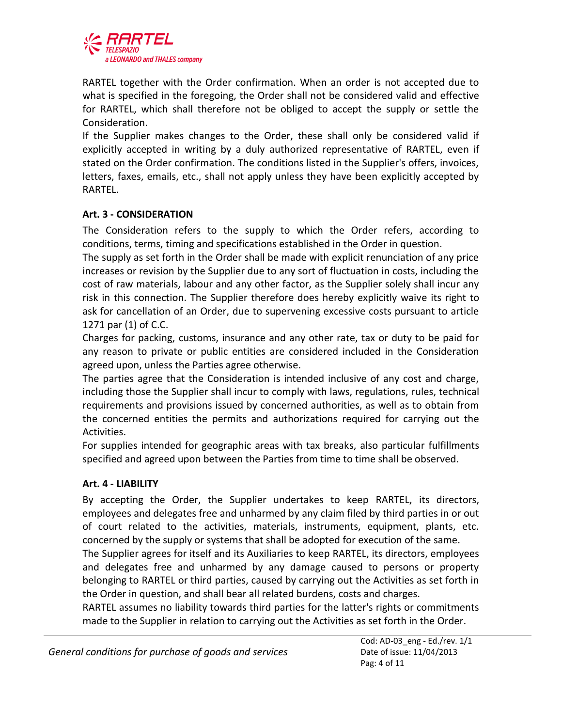RARTEL together with the Order confirmation. When an order is not accepted due to what is specified in the foregoing, the Order shall not be considered valid and effective for RARTEL, which shall therefore not be obliged to accept the supply or settle the Consideration.

If the Supplier makes changes to the Order, these shall only be considered valid if explicitly accepted in writing by a duly authorized representative of RARTEL, even if stated on the Order confirmation. The conditions listed in the Supplier's offers, invoices, letters, faxes, emails, etc., shall not apply unless they have been explicitly accepted by RARTEL.

### Art. 3 - CONSIDERATION

The Consideration refers to the supply to which the Order refers, according to conditions, terms, timing and specifications established in the Order in question.

The supply as set forth in the Order shall be made with explicit renunciation of any price increases or revision by the Supplier due to any sort of fluctuation in costs, including the cost of raw materials, labour and any other factor, as the Supplier solely shall incur any risk in this connection. The Supplier therefore does hereby explicitly waive its right to ask for cancellation of an Order, due to supervening excessive costs pursuant to article 1271 par (1) of C.C.

Charges for packing, customs, insurance and any other rate, tax or duty to be paid for any reason to private or public entities are considered included in the Consideration agreed upon, unless the Parties agree otherwise.

The parties agree that the Consideration is intended inclusive of any cost and charge, including those the Supplier shall incur to comply with laws, regulations, rules, technical requirements and provisions issued by concerned authorities, as well as to obtain from the concerned entities the permits and authorizations required for carrying out the Activities.

For supplies intended for geographic areas with tax breaks, also particular fulfillments specified and agreed upon between the Parties from time to time shall be observed.

### Art. 4 - LIABILITY

By accepting the Order, the Supplier undertakes to keep RARTEL, its directors, employees and delegates free and unharmed by any claim filed by third parties in or out of court related to the activities, materials, instruments, equipment, plants, etc. concerned by the supply or systems that shall be adopted for execution of the same.

The Supplier agrees for itself and its Auxiliaries to keep RARTEL, its directors, employees and delegates free and unharmed by any damage caused to persons or property belonging to RARTEL or third parties, caused by carrying out the Activities as set forth in the Order in question, and shall bear all related burdens, costs and charges.

RARTEL assumes no liability towards third parties for the latter's rights or commitments made to the Supplier in relation to carrying out the Activities as set forth in the Order.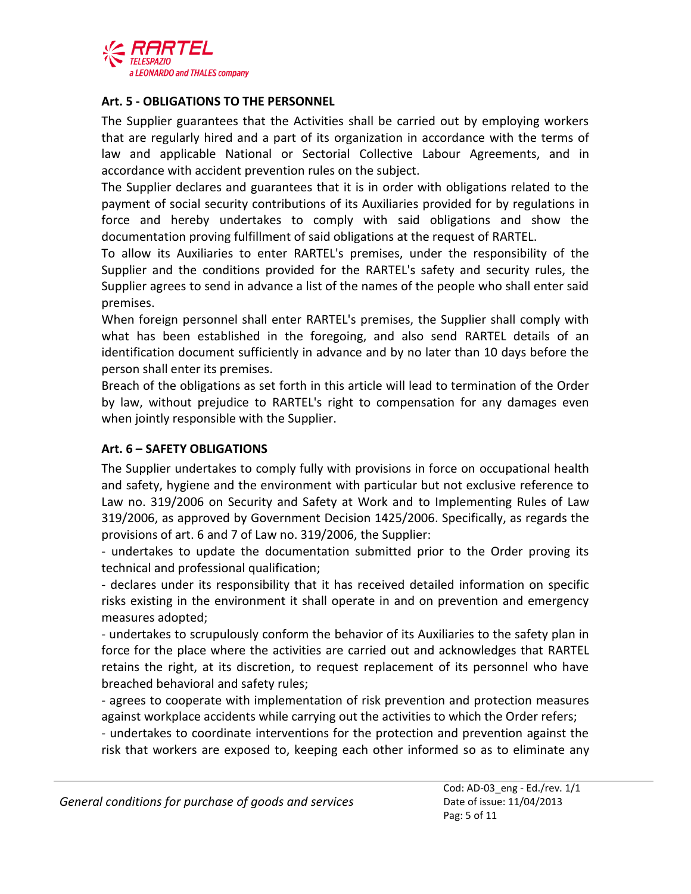## Art. 5 - OBLIGATIONS TO THE PERSONNEL

The Supplier guarantees that the Activities shall be carried out by employing workers that are regularly hired and a part of its organization in accordance with the terms of law and applicable National or Sectorial Collective Labour Agreements, and in accordance with accident prevention rules on the subject.

The Supplier declares and guarantees that it is in order with obligations related to the payment of social security contributions of its Auxiliaries provided for by regulations in force and hereby undertakes to comply with said obligations and show the documentation proving fulfillment of said obligations at the request of RARTEL.

To allow its Auxiliaries to enter RARTEL's premises, under the responsibility of the Supplier and the conditions provided for the RARTEL's safety and security rules, the Supplier agrees to send in advance a list of the names of the people who shall enter said premises.

When foreign personnel shall enter RARTEL's premises, the Supplier shall comply with what has been established in the foregoing, and also send RARTEL details of an identification document sufficiently in advance and by no later than 10 days before the person shall enter its premises.

Breach of the obligations as set forth in this article will lead to termination of the Order by law, without prejudice to RARTEL's right to compensation for any damages even when jointly responsible with the Supplier.

## Art. 6 – SAFETY OBLIGATIONS

The Supplier undertakes to comply fully with provisions in force on occupational health and safety, hygiene and the environment with particular but not exclusive reference to Law no. 319/2006 on Security and Safety at Work and to Implementing Rules of Law 319/2006, as approved by Government Decision 1425/2006. Specifically, as regards the provisions of art. 6 and 7 of Law no. 319/2006, the Supplier:

- undertakes to update the documentation submitted prior to the Order proving its technical and professional qualification;
- declares under its responsibility that it has received detailed information on specific risks existing in the environment it shall operate in and on prevention and emergency measures adopted;
- undertakes to scrupulously conform the behavior of its Auxiliaries to the safety plan in force for the place where the activities are carried out and acknowledges that RARTEL retains the right, at its discretion, to request replacement of its personnel who have breached behavioral and safety rules;
- agrees to cooperate with implementation of risk prevention and protection measures against workplace accidents while carrying out the activities to which the Order refers;
- undertakes to coordinate interventions for the protection and prevention against the risk that workers are exposed to, keeping each other informed so as to eliminate any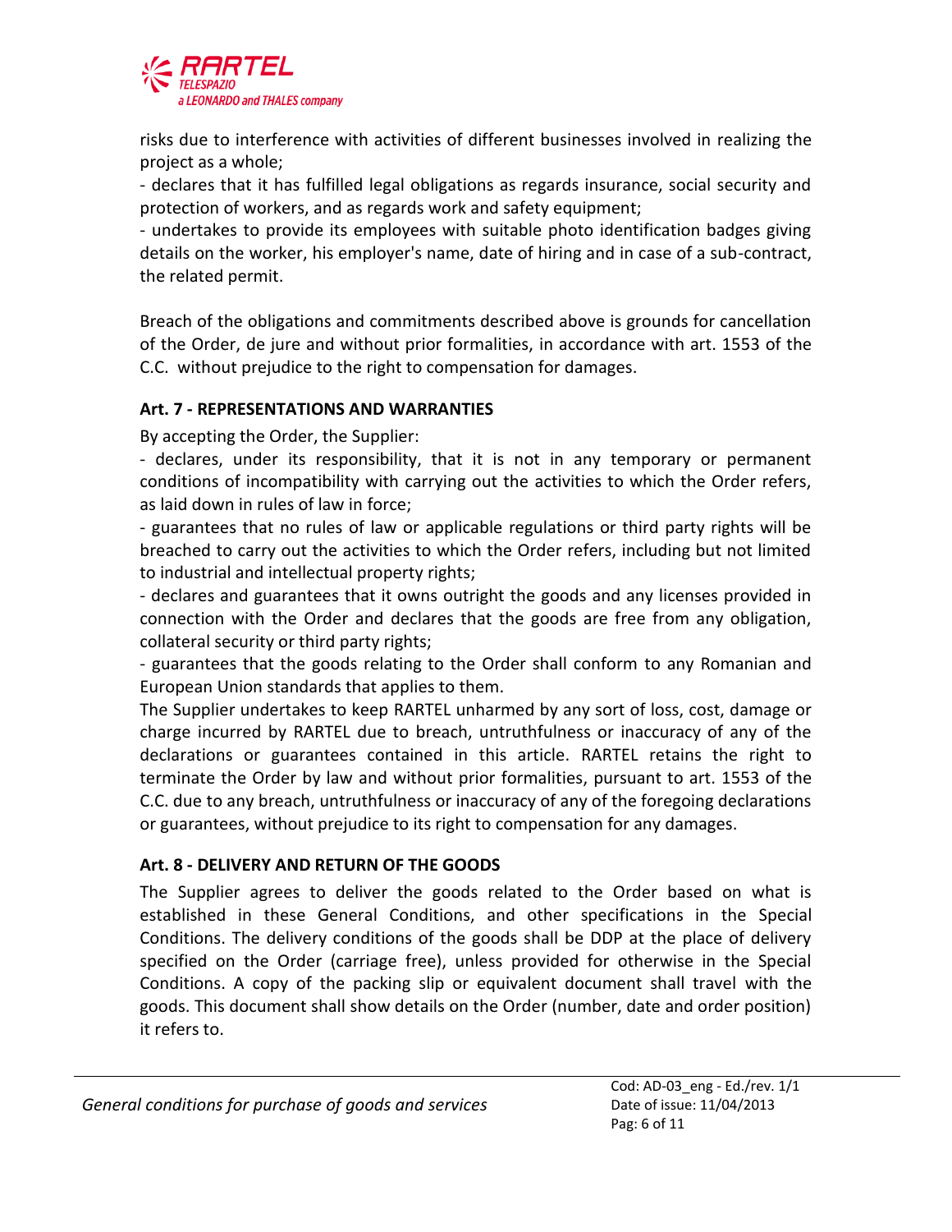risks due to interference with activities of different businesses involved in realizing the project as a whole;

- declares that it has fulfilled legal obligations as regards insurance, social security and protection of workers, and as regards work and safety equipment;
- undertakes to provide its employees with suitable photo identification badges giving details on the worker, his employer's name, date of hiring and in case of a sub-contract, the related permit.

Breach of the obligations and commitments described above is grounds for cancellation of the Order, de jure and without prior formalities, in accordance with art. 1553 of the C.C. without prejudice to the right to compensation for damages.

**Art. 7 - REPRESENTATIONS AND WARRANTIES**

By accepting the Order, the Supplier:

- declares, under its responsibility, that it is not in any temporary or permanent conditions of incompatibility with carrying out the activities to which the Order refers, as laid down in rules of law in force;
- guarantees that no rules of law or applicable regulations or third party rights will be breached to carry out the activities to which the Order refers, including but not limited to industrial and intellectual property rights;
- declares and guarantees that it owns outright the goods and any licenses provided in connection with the Order and declares that the goods are free from any obligation, collateral security or third party rights;
- guarantees that the goods relating to the Order shall conform to any Romanian and European Union standards that applies to them.

The Supplier undertakes to keep RARTEL unharmed by any sort of loss, cost, damage or charge incurred by RARTEL due to breach, untruthfulness or inaccuracy of any of the declarations or guarantees contained in this article. RARTEL retains the right to terminate the Order by law and without prior formalities, pursuant to art. 1553 of the C.C. due to any breach, untruthfulness or inaccuracy of any of the foregoing declarations or guarantees, without prejudice to its right to compensation for any damages.

**Art. 8 - DELIVERY AND RETURN OF THE GOODS**

The Supplier agrees to deliver the goods related to the Order based on what is established in these General Conditions, and other specifications in the Special Conditions. The delivery conditions of the goods shall be DDP at the place of delivery specified on the Order (carriage free), unless provided for otherwise in the Special Conditions. A copy of the packing slip or equivalent document shall travel with the goods. This document shall show details on the Order (number, date and order position) it refers to.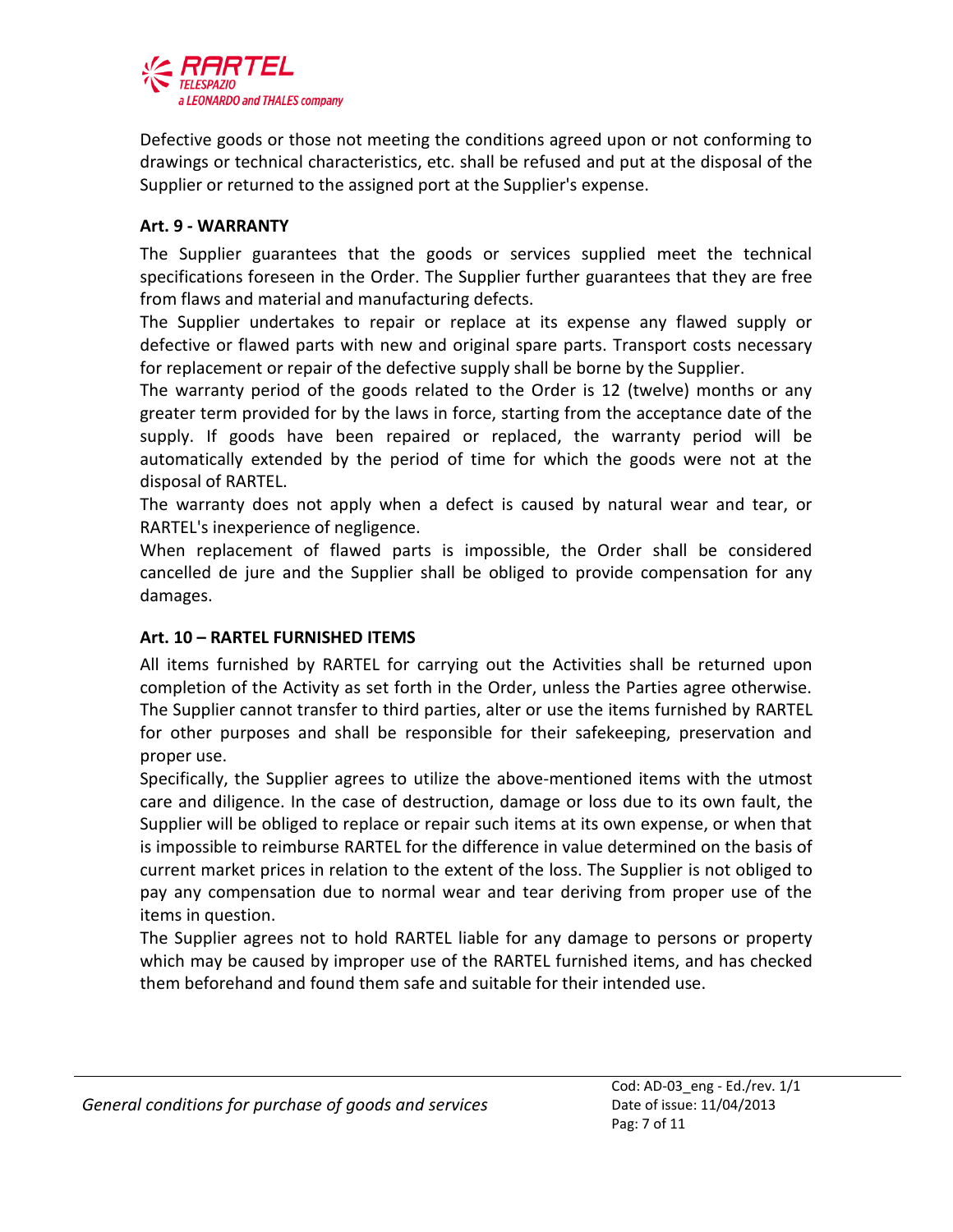Defective goods or those not meeting the conditions agreed upon or not conforming to drawings or technical characteristics, etc. shall be refused and put at the disposal of the Supplier or returned to the assigned port at the Supplier's expense.

### Art. 9 - WARRANTY

The Supplier guarantees that the goods or services supplied meet the technical specifications foreseen in the Order. The Supplier further guarantees that they are free from flaws and material and manufacturing defects.

The Supplier undertakes to repair or replace at its expense any flawed supply or defective or flawed parts with new and original spare parts. Transport costs necessary for replacement or repair of the defective supply shall be borne by the Supplier.

The warranty period of the goods related to the Order is 12 (twelve) months or any greater term provided for by the laws in force, starting from the acceptance date of the supply. If goods have been repaired or replaced, the warranty period will be automatically extended by the period of time for which the goods were not at the disposal of RARTEL.

The warranty does not apply when a defect is caused by natural wear and tear, or RARTEL's inexperience of negligence.

When replacement of flawed parts is impossible, the Order shall be considered cancelled de jure and the Supplier shall be obliged to provide compensation for any damages.

### Art. 10 – RARTEL FURNISHED ITEMS

All items furnished by RARTEL for carrying out the Activities shall be returned upon completion of the Activity as set forth in the Order, unless the Parties agree otherwise. The Supplier cannot transfer to third parties, alter or use the items furnished by RARTEL for other purposes and shall be responsible for their safekeeping, preservation and proper use.

Specifically, the Supplier agrees to utilize the above-mentioned items with the utmost care and diligence. In the case of destruction, damage or loss due to its own fault, the Supplier will be obliged to replace or repair such items at its own expense, or when that is impossible to reimburse RARTEL for the difference in value determined on the basis of current market prices in relation to the extent of the loss. The Supplier is not obliged to pay any compensation due to normal wear and tear deriving from proper use of the items in question.

The Supplier agrees not to hold RARTEL liable for any damage to persons or property which may be caused by improper use of the RARTEL furnished items, and has checked them beforehand and found them safe and suitable for their intended use.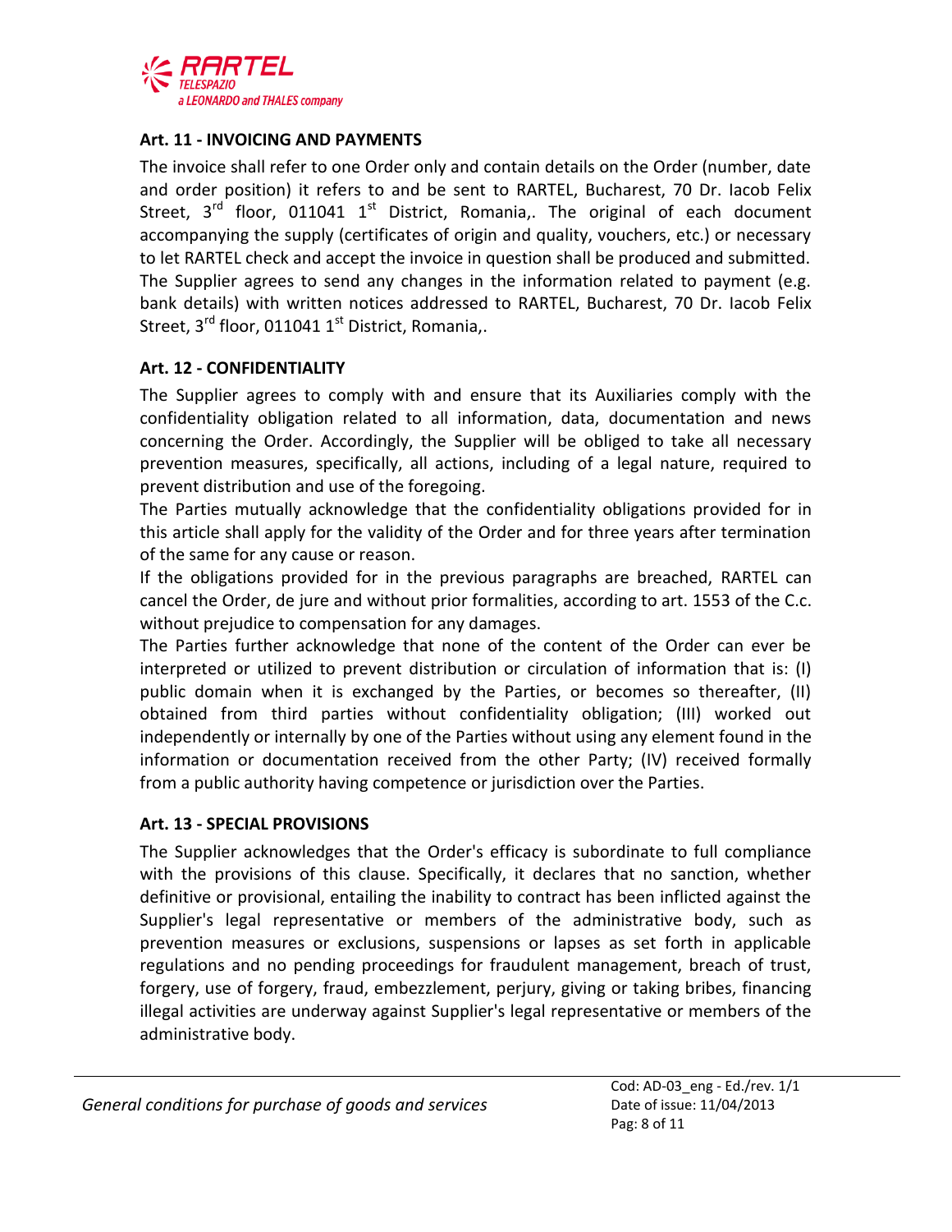### Art. 11 - INVOICING AND PAYMENTS

The invoice shall refer to one Order only and contain details on the Order (number, date and order position) it refers to and be sent to RARTEL, Bucharest, 70 Dr. Iacob Felix Street, 3rd floor, 011041 1st District, Romania,. The original of each document accompanying the supply (certificates of origin and quality, vouchers, etc.) or necessary to let RARTEL check and accept the invoice in question shall be produced and submitted. The Supplier agrees to send any changes in the information related to payment (e.g. bank details) with written notices addressed to RARTEL, Bucharest, 70 Dr. Iacob Felix Street, 3rd floor, 011041 1st District, Romania,.

### Art. 12 - CONFIDENTIALITY

The Supplier agrees to comply with and ensure that its Auxiliaries comply with the confidentiality obligation related to all information, data, documentation and news concerning the Order. Accordingly, the Supplier will be obliged to take all necessary prevention measures, specifically, all actions, including of a legal nature, required to prevent distribution and use of the foregoing.

The Parties mutually acknowledge that the confidentiality obligations provided for in this article shall apply for the validity of the Order and for three years after termination of the same for any cause or reason.

If the obligations provided for in the previous paragraphs are breached, RARTEL can cancel the Order, de jure and without prior formalities, according to art. 1553 of the C.c. without prejudice to compensation for any damages.

The Parties further acknowledge that none of the content of the Order can ever be interpreted or utilized to prevent distribution or circulation of information that is: (I) public domain when it is exchanged by the Parties, or becomes so thereafter, (II) obtained from third parties without confidentiality obligation; (III) worked out independently or internally by one of the Parties without using any element found in the information or documentation received from the other Party; (IV) received formally from a public authority having competence or jurisdiction over the Parties.

### Art. 13 - SPECIAL PROVISIONS

The Supplier acknowledges that the Order's efficacy is subordinate to full compliance with the provisions of this clause. Specifically, it declares that no sanction, whether definitive or provisional, entailing the inability to contract has been inflicted against the Supplier's legal representative or members of the administrative body, such as prevention measures or exclusions, suspensions or lapses as set forth in applicable regulations and no pending proceedings for fraudulent management, breach of trust, forgery, use of forgery, fraud, embezzlement, perjury, giving or taking bribes, financing illegal activities are underway against Supplier's legal representative or members of the administrative body.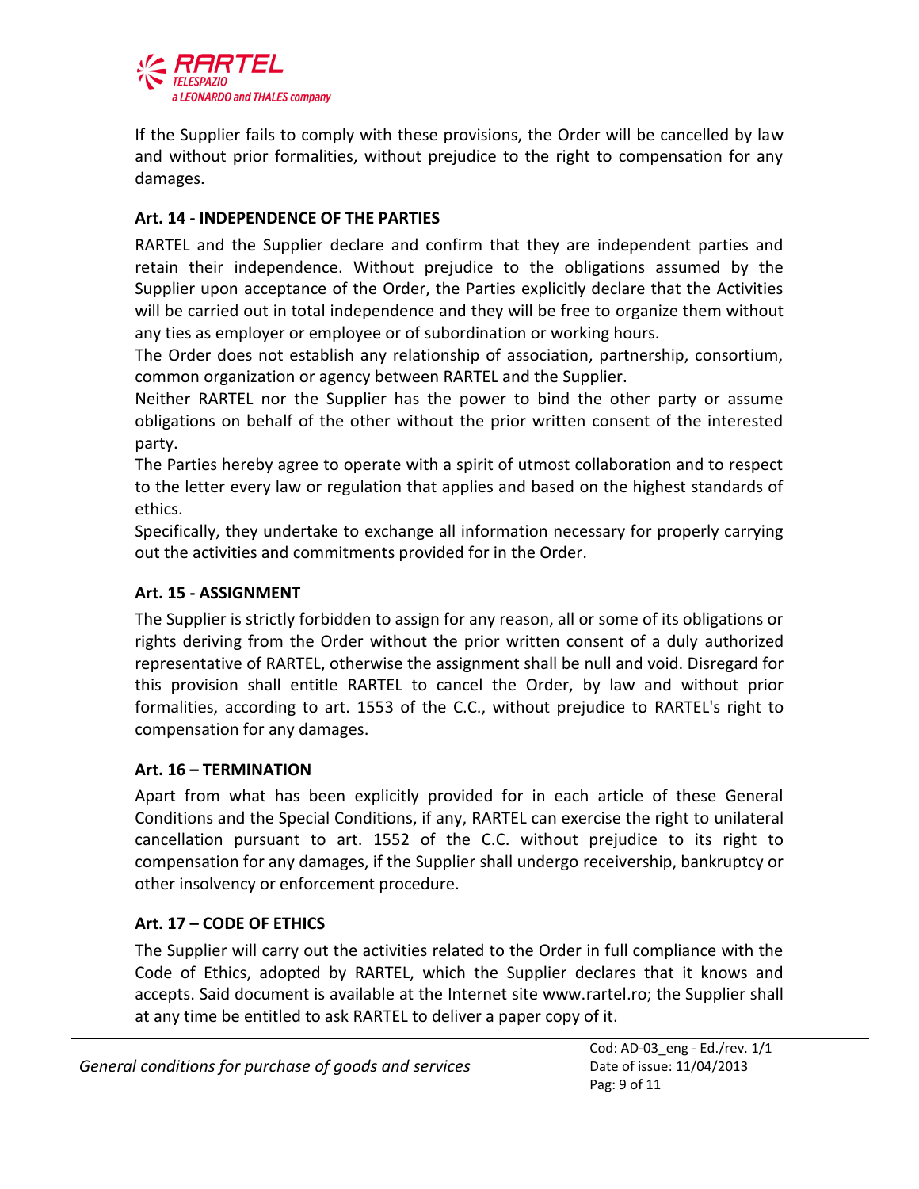If the Supplier fails to comply with these provisions, the Order will be cancelled by law and without prior formalities, without prejudice to the right to compensation for any damages.

### Art. 14 - INDEPENDENCE OF THE PARTIES

RARTEL and the Supplier declare and confirm that they are independent parties and retain their independence. Without prejudice to the obligations assumed by the Supplier upon acceptance of the Order, the Parties explicitly declare that the Activities will be carried out in total independence and they will be free to organize them without any ties as employer or employee or of subordination or working hours.

The Order does not establish any relationship of association, partnership, consortium, common organization or agency between RARTEL and the Supplier.

Neither RARTEL nor the Supplier has the power to bind the other party or assume obligations on behalf of the other without the prior written consent of the interested party.

The Parties hereby agree to operate with a spirit of utmost collaboration and to respect to the letter every law or regulation that applies and based on the highest standards of ethics.

Specifically, they undertake to exchange all information necessary for properly carrying out the activities and commitments provided for in the Order.

### Art. 15 - ASSIGNMENT

The Supplier is strictly forbidden to assign for any reason, all or some of its obligations or rights deriving from the Order without the prior written consent of a duly authorized representative of RARTEL, otherwise the assignment shall be null and void. Disregard for this provision shall entitle RARTEL to cancel the Order, by law and without prior formalities, according to art. 1553 of the C.C., without prejudice to RARTEL's right to compensation for any damages.

### Art. 16 – TERMINATION

Apart from what has been explicitly provided for in each article of these General Conditions and the Special Conditions, if any, RARTEL can exercise the right to unilateral cancellation pursuant to art. 1552 of the C.C. without prejudice to its right to compensation for any damages, if the Supplier shall undergo receivership, bankruptcy or other insolvency or enforcement procedure.

### Art. 17 – CODE OF ETHICS

The Supplier will carry out the activities related to the Order in full compliance with the Code of Ethics, adopted by RARTEL, which the Supplier declares that it knows and accepts. Said document is available at the Internet site www.rartel.ro; the Supplier shall at any time be entitled to ask RARTEL to deliver a paper copy of it.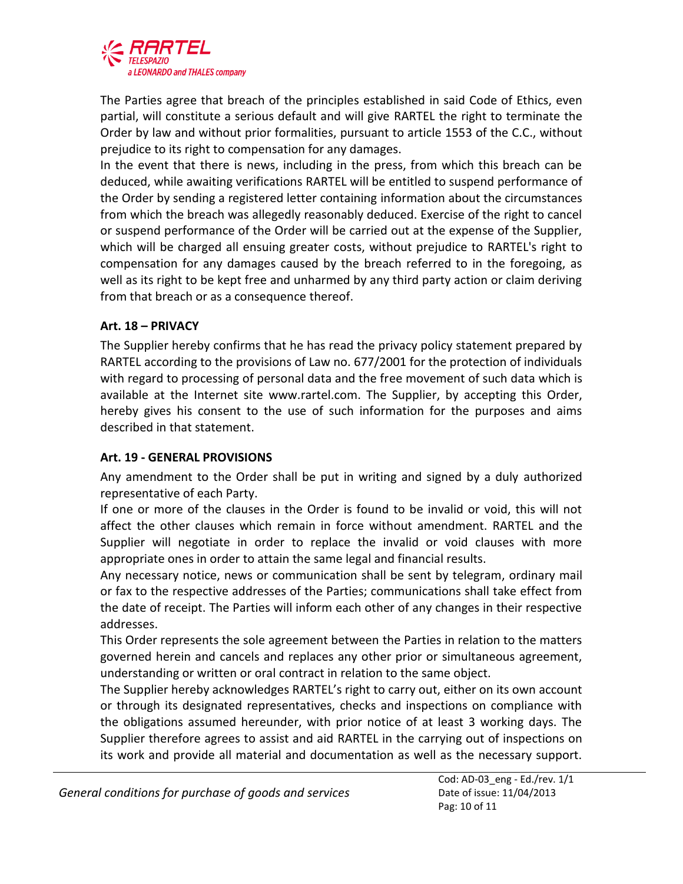The Parties agree that breach of the principles established in said Code of Ethics, even partial, will constitute a serious default and will give RARTEL the right to terminate the Order by law and without prior formalities, pursuant to article 1553 of the C.C., without prejudice to its right to compensation for any damages.

In the event that there is news, including in the press, from which this breach can be deduced, while awaiting verifications RARTEL will be entitled to suspend performance of the Order by sending a registered letter containing information about the circumstances from which the breach was allegedly reasonably deduced. Exercise of the right to cancel or suspend performance of the Order will be carried out at the expense of the Supplier, which will be charged all ensuing greater costs, without prejudice to RARTEL's right to compensation for any damages caused by the breach referred to in the foregoing, as well as its right to be kept free and unharmed by any third party action or claim deriving from that breach or as a consequence thereof.

### Art. 18 – PRIVACY

The Supplier hereby confirms that he has read the privacy policy statement prepared by RARTEL according to the provisions of Law no. 677/2001 for the protection of individuals with regard to processing of personal data and the free movement of such data which is available at the Internet site www.rartel.com. The Supplier, by accepting this Order, hereby gives his consent to the use of such information for the purposes and aims described in that statement.

### Art. 19 - GENERAL PROVISIONS

Any amendment to the Order shall be put in writing and signed by a duly authorized representative of each Party.

If one or more of the clauses in the Order is found to be invalid or void, this will not affect the other clauses which remain in force without amendment. RARTEL and the Supplier will negotiate in order to replace the invalid or void clauses with more appropriate ones in order to attain the same legal and financial results.

Any necessary notice, news or communication shall be sent by telegram, ordinary mail or fax to the respective addresses of the Parties; communications shall take effect from the date of receipt. The Parties will inform each other of any changes in their respective addresses.

This Order represents the sole agreement between the Parties in relation to the matters governed herein and cancels and replaces any other prior or simultaneous agreement, understanding or written or oral contract in relation to the same object.

The Supplier hereby acknowledges RARTEL's right to carry out, either on its own account or through its designated representatives, checks and inspections on compliance with the obligations assumed hereunder, with prior notice of at least 3 working days. The Supplier therefore agrees to assist and aid RARTEL in the carrying out of inspections on its work and provide all material and documentation as well as the necessary support.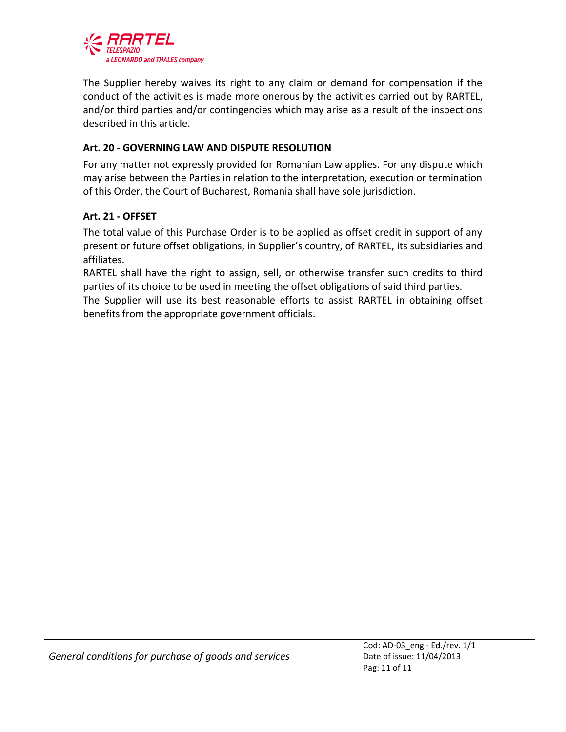The Supplier hereby waives its right to any claim or demand for compensation if the conduct of the activities is made more onerous by the activities carried out by RARTEL, and/or third parties and/or contingencies which may arise as a result of the inspections described in this article.

### Art. 20 - GOVERNING LAW AND DISPUTE RESOLUTION

For any matter not expressly provided for Romanian Law applies. For any dispute which may arise between the Parties in relation to the interpretation, execution or termination of this Order, the Court of Bucharest, Romania shall have sole jurisdiction.

### Art. 21 - OFFSET

The total value of this Purchase Order is to be applied as offset credit in support of any present or future offset obligations, in Supplier's country, of RARTEL, its subsidiaries and affiliates.

RARTEL shall have the right to assign, sell, or otherwise transfer such credits to third parties of its choice to be used in meeting the offset obligations of said third parties.

The Supplier will use its best reasonable efforts to assist RARTEL in obtaining offset benefits from the appropriate government officials.